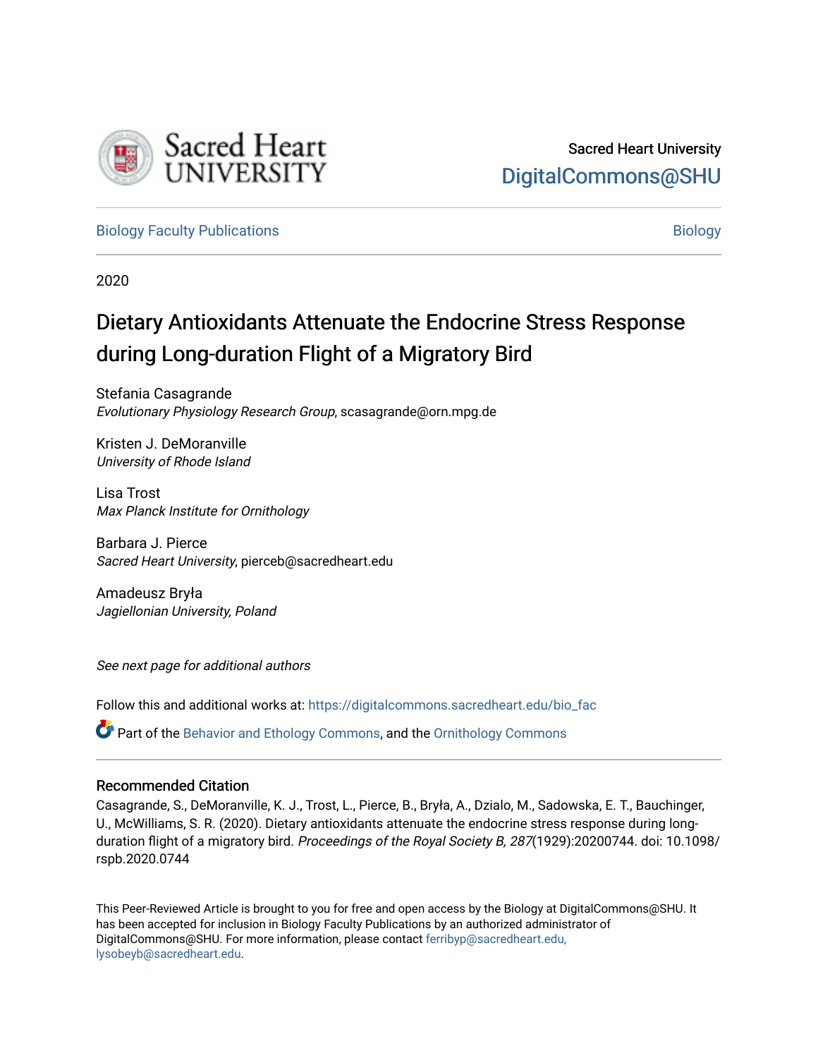Sacred Heart University

DigitalCommons@SHU

Biology Faculty Publications

Biology

2020

# Dietary Antioxidants Attenuate the Endocrine Stress Response during Long-duration Flight of a Migratory Bird

Stefania Casagrande
*Evolutionary Physiology Research Group*, scasagrande@orn.mpg.de

Kristen J. DeMoranville
*University of Rhode Island*

Lisa Trost
*Max Planck Institute for Ornithology*

Barbara J. Pierce
*Sacred Heart University*, pierceb@sacredheart.edu

Amadeusz Bryła
*Jagiellonian University, Poland*

*See next page for additional authors*

Follow this and additional works at: https://digitalcommons.sacredheart.edu/bio_fac

Part of the Behavior and Ethology Commons, and the Ornithology Commons

## Recommended Citation

Casagrande, S., DeMoranville, K. J., Trost, L., Pierce, B., Bryła, A., Dzialo, M., Sadowska, E. T., Bauchinger, U., McWilliams, S. R. (2020). Dietary antioxidants attenuate the endocrine stress response during long-duration flight of a migratory bird. *Proceedings of the Royal Society B, 287*(1929):20200744. doi: 10.1098/rspb.2020.0744

This Peer-Reviewed Article is brought to you for free and open access by the Biology at DigitalCommons@SHU. It has been accepted for inclusion in Biology Faculty Publications by an authorized administrator of DigitalCommons@SHU. For more information, please contact ferribyp@sacredheart.edu, lysobeyb@sacredheart.edu.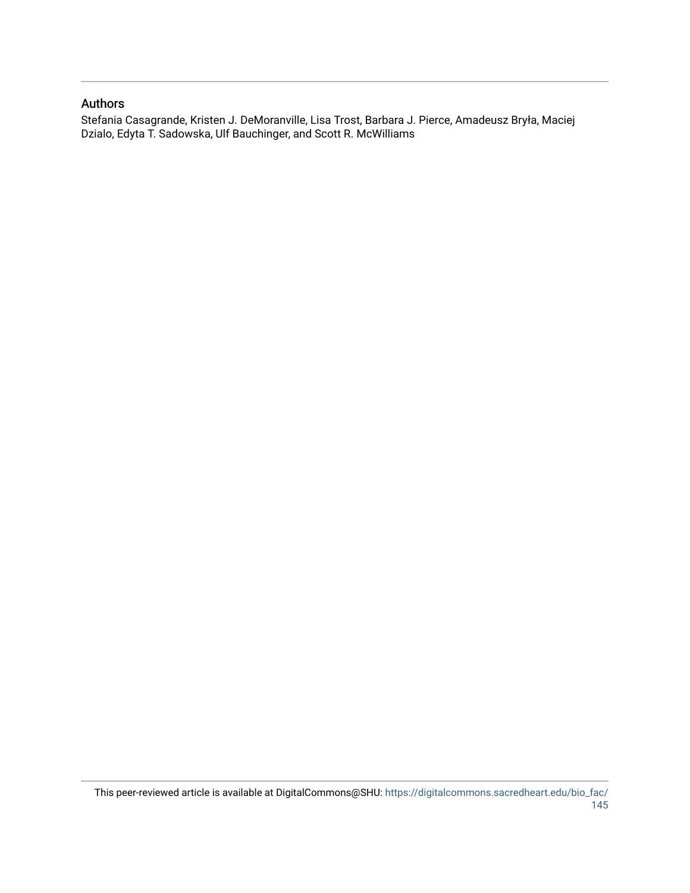## Authors

Stefania Casagrande, Kristen J. DeMoranville, Lisa Trost, Barbara J. Pierce, Amadeusz Bryła, Maciej Dzialo, Edyta T. Sadowska, Ulf Bauchinger, and Scott R. McWilliams

This peer-reviewed article is available at DigitalCommons@SHU: https://digitalcommons.sacredheart.edu/bio_fac/145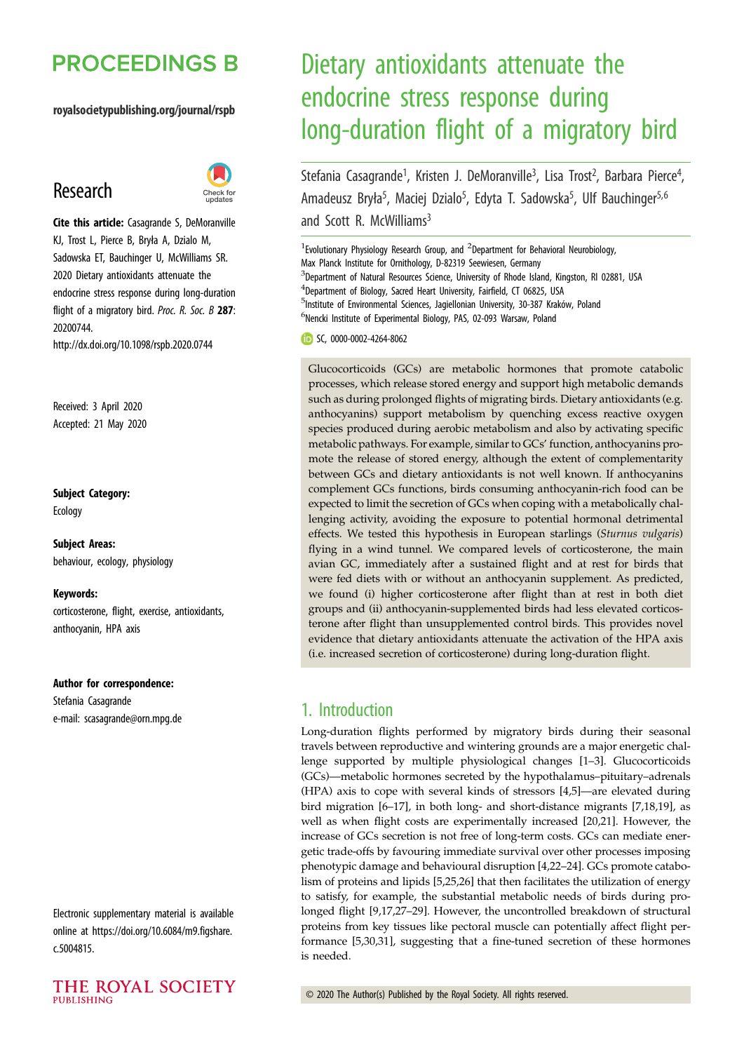# Dietary antioxidants attenuate the endocrine stress response during long-duration flight of a migratory bird

Stefania Casagrande[1], Kristen J. DeMoranville[3], Lisa Trost[2], Barbara Pierce[4], Amadeusz Bryła[5], Maciej Dzialo[5], Edyta T. Sadowska[5], Ulf Bauchinger[5,6] and Scott R. McWilliams[3]

[1]Evolutionary Physiology Research Group, and [2]Department for Behavioral Neurobiology, Max Planck Institute for Ornithology, D-82319 Seewiesen, Germany
[3]Department of Natural Resources Science, University of Rhode Island, Kingston, RI 02881, USA
[4]Department of Biology, Sacred Heart University, Fairfield, CT 06825, USA
[5]Institute of Environmental Sciences, Jagiellonian University, 30-387 Kraków, Poland
[6]Nencki Institute of Experimental Biology, PAS, 02-093 Warsaw, Poland

SC, 0000-0002-4264-8062

## Research

**Cite this article:** Casagrande S, DeMoranville KJ, Trost L, Pierce B, Bryła A, Dzialo M, Sadowska ET, Bauchinger U, McWilliams SR. 2020 Dietary antioxidants attenuate the endocrine stress response during long-duration flight of a migratory bird. *Proc. R. Soc. B* **287**: 20200744. http://dx.doi.org/10.1098/rspb.2020.0744

Received: 3 April 2020
Accepted: 21 May 2020

**Subject Category:**
Ecology

**Subject Areas:**
behaviour, ecology, physiology

**Keywords:**
corticosterone, flight, exercise, antioxidants, anthocyanin, HPA axis

**Author for correspondence:**
Stefania Casagrande
e-mail: scasagrande@orn.mpg.de

Electronic supplementary material is available online at https://doi.org/10.6084/m9.figshare.c.5004815.

Glucocorticoids (GCs) are metabolic hormones that promote catabolic processes, which release stored energy and support high metabolic demands such as during prolonged flights of migrating birds. Dietary antioxidants (e.g. anthocyanins) support metabolism by quenching excess reactive oxygen species produced during aerobic metabolism and also by activating specific metabolic pathways. For example, similar to GCs' function, anthocyanins promote the release of stored energy, although the extent of complementarity between GCs and dietary antioxidants is not well known. If anthocyanins complement GCs functions, birds consuming anthocyanin-rich food can be expected to limit the secretion of GCs when coping with a metabolically challenging activity, avoiding the exposure to potential hormonal detrimental effects. We tested this hypothesis in European starlings (*Sturnus vulgaris*) flying in a wind tunnel. We compared levels of corticosterone, the main avian GC, immediately after a sustained flight and at rest for birds that were fed diets with or without an anthocyanin supplement. As predicted, we found (i) higher corticosterone after flight than at rest in both diet groups and (ii) anthocyanin-supplemented birds had less elevated corticosterone after flight than unsupplemented control birds. This provides novel evidence that dietary antioxidants attenuate the activation of the HPA axis (i.e. increased secretion of corticosterone) during long-duration flight.

## 1. Introduction

Long-duration flights performed by migratory birds during their seasonal travels between reproductive and wintering grounds are a major energetic challenge supported by multiple physiological changes [1–3]. Glucocorticoids (GCs)—metabolic hormones secreted by the hypothalamus–pituitary–adrenals (HPA) axis to cope with several kinds of stressors [4,5]—are elevated during bird migration [6–17], in both long- and short-distance migrants [7,18,19], as well as when flight costs are experimentally increased [20,21]. However, the increase of GCs secretion is not free of long-term costs. GCs can mediate energetic trade-offs by favouring immediate survival over other processes imposing phenotypic damage and behavioural disruption [4,22–24]. GCs promote catabolism of proteins and lipids [5,25,26] that then facilitates the utilization of energy to satisfy, for example, the substantial metabolic needs of birds during prolonged flight [9,17,27–29]. However, the uncontrolled breakdown of structural proteins from key tissues like pectoral muscle can potentially affect flight performance [5,30,31], suggesting that a fine-tuned secretion of these hormones is needed.

© 2020 The Author(s) Published by the Royal Society. All rights reserved.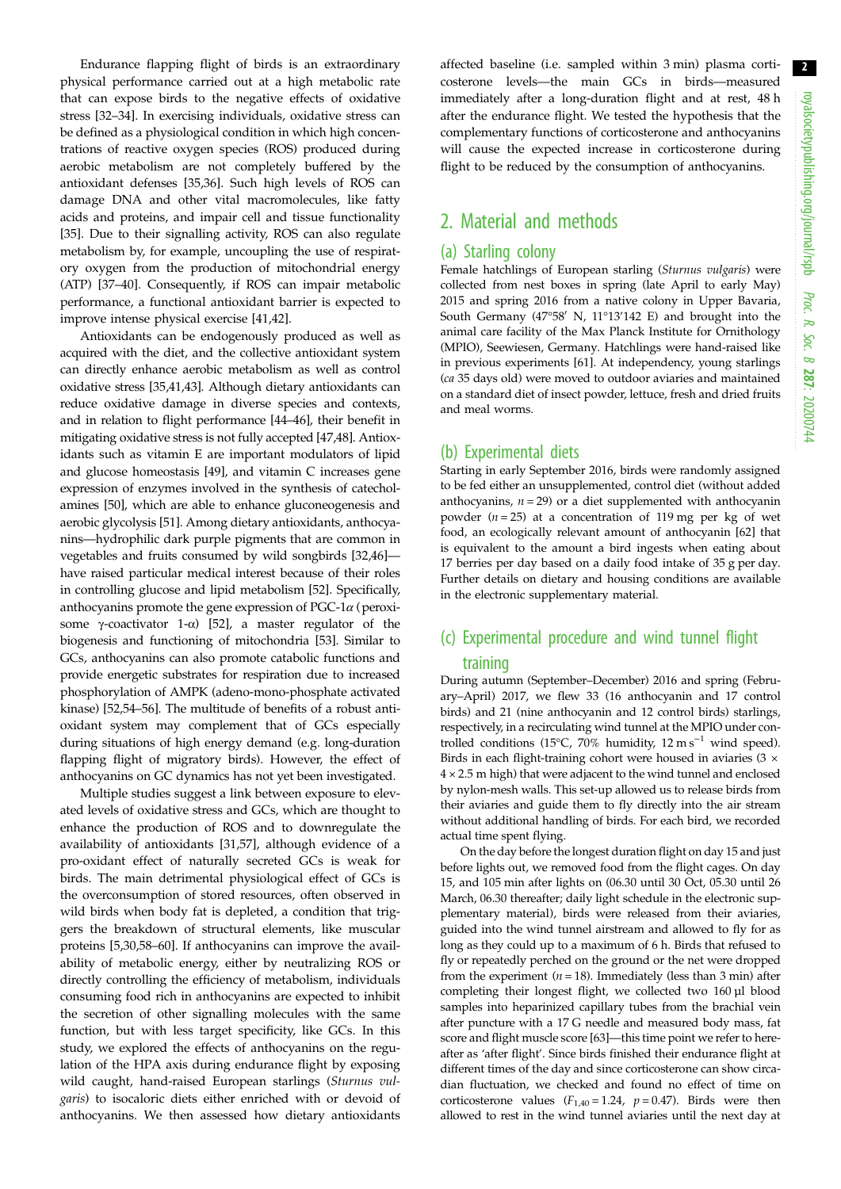Endurance flapping flight of birds is an extraordinary physical performance carried out at a high metabolic rate that can expose birds to the negative effects of oxidative stress [32–34]. In exercising individuals, oxidative stress can be defined as a physiological condition in which high concentrations of reactive oxygen species (ROS) produced during aerobic metabolism are not completely buffered by the antioxidant defenses [35,36]. Such high levels of ROS can damage DNA and other vital macromolecules, like fatty acids and proteins, and impair cell and tissue functionality [35]. Due to their signalling activity, ROS can also regulate metabolism by, for example, uncoupling the use of respiratory oxygen from the production of mitochondrial energy (ATP) [37–40]. Consequently, if ROS can impair metabolic performance, a functional antioxidant barrier is expected to improve intense physical exercise [41,42].

Antioxidants can be endogenously produced as well as acquired with the diet, and the collective antioxidant system can directly enhance aerobic metabolism as well as control oxidative stress [35,41,43]. Although dietary antioxidants can reduce oxidative damage in diverse species and contexts, and in relation to flight performance [44–46], their benefit in mitigating oxidative stress is not fully accepted [47,48]. Antioxidants such as vitamin E are important modulators of lipid and glucose homeostasis [49], and vitamin C increases gene expression of enzymes involved in the synthesis of catecholamines [50], which are able to enhance gluconeogenesis and aerobic glycolysis [51]. Among dietary antioxidants, anthocyanins—hydrophilic dark purple pigments that are common in vegetables and fruits consumed by wild songbirds [32,46]—have raised particular medical interest because of their roles in controlling glucose and lipid metabolism [52]. Specifically, anthocyanins promote the gene expression of PGC-1$\alpha$ (peroxisome $\gamma$-coactivator 1-$\alpha$) [52], a master regulator of the biogenesis and functioning of mitochondria [53]. Similar to GCs, anthocyanins can also promote catabolic functions and provide energetic substrates for respiration due to increased phosphorylation of AMPK (adeno-mono-phosphate activated kinase) [52,54–56]. The multitude of benefits of a robust antioxidant system may complement that of GCs especially during situations of high energy demand (e.g. long-duration flapping flight of migratory birds). However, the effect of anthocyanins on GC dynamics has not yet been investigated.

Multiple studies suggest a link between exposure to elevated levels of oxidative stress and GCs, which are thought to enhance the production of ROS and to downregulate the availability of antioxidants [31,57], although evidence of a pro-oxidant effect of naturally secreted GCs is weak for birds. The main detrimental physiological effect of GCs is the overconsumption of stored resources, often observed in wild birds when body fat is depleted, a condition that triggers the breakdown of structural elements, like muscular proteins [5,30,58–60]. If anthocyanins can improve the availability of metabolic energy, either by neutralizing ROS or directly controlling the efficiency of metabolism, individuals consuming food rich in anthocyanins are expected to inhibit the secretion of other signalling molecules with the same function, but with less target specificity, like GCs. In this study, we explored the effects of anthocyanins on the regulation of the HPA axis during endurance flight by exposing wild caught, hand-raised European starlings (*Sturnus vulgaris*) to isocaloric diets either enriched with or devoid of anthocyanins. We then assessed how dietary antioxidants affected baseline (i.e. sampled within 3 min) plasma corticosterone levels—the main GCs in birds—measured immediately after a long-duration flight and at rest, 48 h after the endurance flight. We tested the hypothesis that the complementary functions of corticosterone and anthocyanins will cause the expected increase in corticosterone during flight to be reduced by the consumption of anthocyanins.

## 2. Material and methods

### (a) Starling colony

Female hatchlings of European starling (*Sturnus vulgaris*) were collected from nest boxes in spring (late April to early May) 2015 and spring 2016 from a native colony in Upper Bavaria, South Germany (47°58′ N, 11°13′142 E) and brought into the animal care facility of the Max Planck Institute for Ornithology (MPIO), Seewiesen, Germany. Hatchlings were hand-raised like in previous experiments [61]. At independency, young starlings (*ca* 35 days old) were moved to outdoor aviaries and maintained on a standard diet of insect powder, lettuce, fresh and dried fruits and meal worms.

### (b) Experimental diets

Starting in early September 2016, birds were randomly assigned to be fed either an unsupplemented, control diet (without added anthocyanins, $n = 29$) or a diet supplemented with anthocyanin powder ($n = 25$) at a concentration of 119 mg per kg of wet food, an ecologically relevant amount of anthocyanin [62] that is equivalent to the amount a bird ingests when eating about 17 berries per day based on a daily food intake of 35 g per day. Further details on dietary and housing conditions are available in the electronic supplementary material.

### (c) Experimental procedure and wind tunnel flight training

During autumn (September–December) 2016 and spring (February–April) 2017, we flew 33 (16 anthocyanin and 17 control birds) and 21 (nine anthocyanin and 12 control birds) starlings, respectively, in a recirculating wind tunnel at the MPIO under controlled conditions (15°C, 70% humidity, 12 m s$^{-1}$ wind speed). Birds in each flight-training cohort were housed in aviaries (3 × 4 × 2.5 m high) that were adjacent to the wind tunnel and enclosed by nylon-mesh walls. This set-up allowed us to release birds from their aviaries and guide them to fly directly into the air stream without additional handling of birds. For each bird, we recorded actual time spent flying.

On the day before the longest duration flight on day 15 and just before lights out, we removed food from the flight cages. On day 15, and 105 min after lights on (06.30 until 30 Oct, 05.30 until 26 March, 06.30 thereafter; daily light schedule in the electronic supplementary material), birds were released from their aviaries, guided into the wind tunnel airstream and allowed to fly for as long as they could up to a maximum of 6 h. Birds that refused to fly or repeatedly perched on the ground or the net were dropped from the experiment ($n = 18$). Immediately (less than 3 min) after completing their longest flight, we collected two 160 µl blood samples into heparinized capillary tubes from the brachial vein after puncture with a 17 G needle and measured body mass, fat score and flight muscle score [63]—this time point we refer to hereafter as 'after flight'. Since birds finished their endurance flight at different times of the day and since corticosterone can show circadian fluctuation, we checked and found no effect of time on corticosterone values ($F_{1,40} = 1.24$, $p = 0.47$). Birds were then allowed to rest in the wind tunnel aviaries until the next day at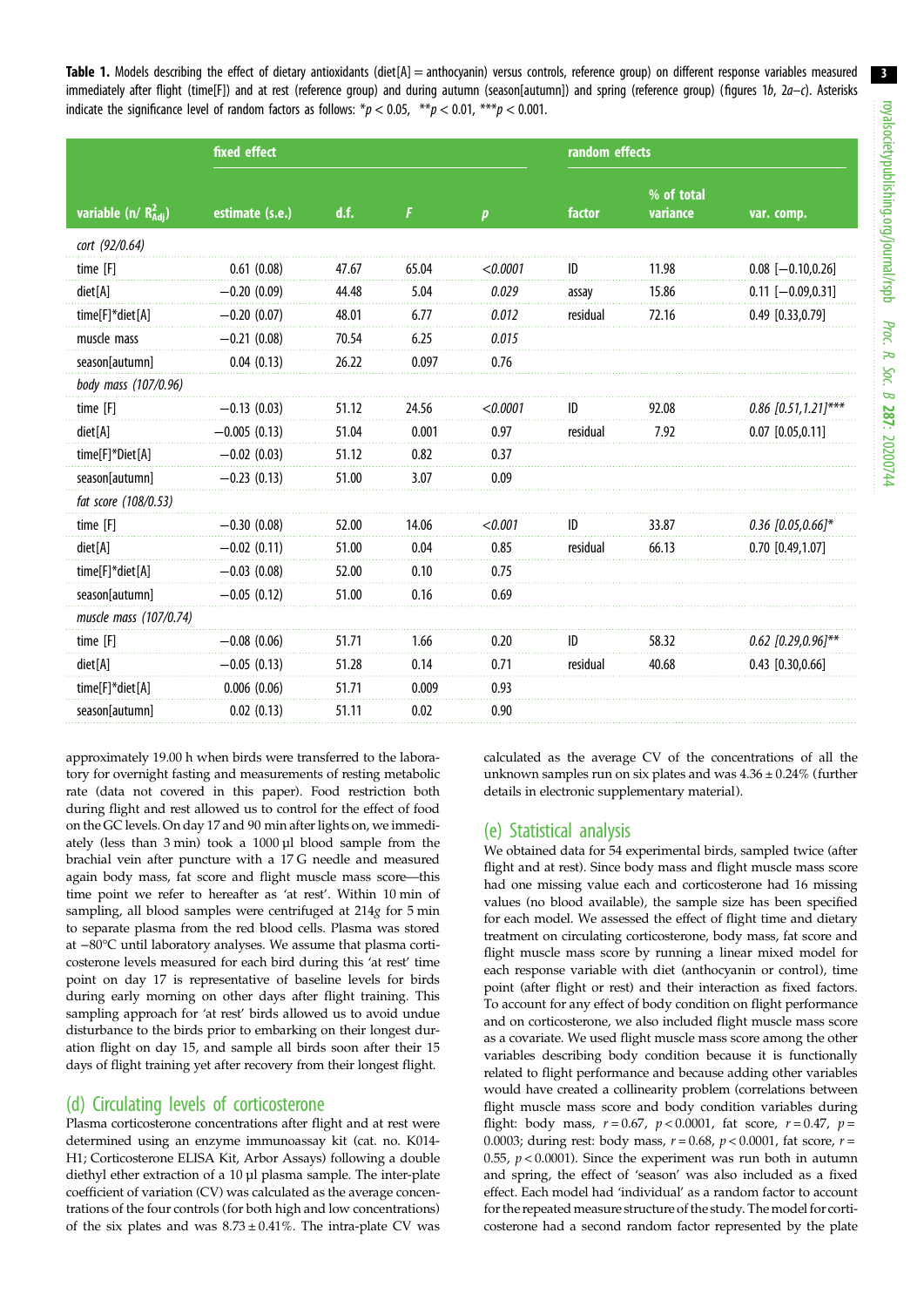**Table 1.** Models describing the effect of dietary antioxidants (diet[A] = anthocyanin) versus controls, reference group) on different response variables measured immediately after flight (time[F]) and at rest (reference group) and during autumn (season[autumn]) and spring (reference group) (figures 1*b*, 2*a–c*). Asterisks indicate the significance level of random factors as follows: $^{*}p < 0.05$, $^{**}p < 0.01$, $^{***}p < 0.001$.

| | fixed effect | | | | random effects | | |
|---|---|---|---|---|---|---|---|
| variable (n/ $R^2_{Adj}$) | estimate (s.e.) | d.f. | *F* | *p* | factor | % of total variance | var. comp. |
| *cort (92/0.64)* | | | | | | | |
| time [F] | 0.61 (0.08) | 47.67 | 65.04 | *<0.0001* | ID | 11.98 | 0.08 [−0.10,0.26] |
| diet[A] | −0.20 (0.09) | 44.48 | 5.04 | *0.029* | assay | 15.86 | 0.11 [−0.09,0.31] |
| time[F]*diet[A] | −0.20 (0.07) | 48.01 | 6.77 | *0.012* | residual | 72.16 | 0.49 [0.33,0.79] |
| muscle mass | −0.21 (0.08) | 70.54 | 6.25 | *0.015* | | | |
| season[autumn] | 0.04 (0.13) | 26.22 | 0.097 | 0.76 | | | |
| *body mass (107/0.96)* | | | | | | | |
| time [F] | −0.13 (0.03) | 51.12 | 24.56 | *<0.0001* | ID | 92.08 | *0.86 [0.51,1.21]**** |
| diet[A] | −0.005 (0.13) | 51.04 | 0.001 | 0.97 | residual | 7.92 | 0.07 [0.05,0.11] |
| time[F]*Diet[A] | −0.02 (0.03) | 51.12 | 0.82 | 0.37 | | | |
| season[autumn] | −0.23 (0.13) | 51.00 | 3.07 | 0.09 | | | |
| *fat score (108/0.53)* | | | | | | | |
| time [F] | −0.30 (0.08) | 52.00 | 14.06 | *<0.001* | ID | 33.87 | *0.36 [0.05,0.66]** |
| diet[A] | −0.02 (0.11) | 51.00 | 0.04 | 0.85 | residual | 66.13 | 0.70 [0.49,1.07] |
| time[F]*diet[A] | −0.03 (0.08) | 52.00 | 0.10 | 0.75 | | | |
| season[autumn] | −0.05 (0.12) | 51.00 | 0.16 | 0.69 | | | |
| *muscle mass (107/0.74)* | | | | | | | |
| time [F] | −0.08 (0.06) | 51.71 | 1.66 | 0.20 | ID | 58.32 | *0.62 [0.29,0.96]*** |
| diet[A] | −0.05 (0.13) | 51.28 | 0.14 | 0.71 | residual | 40.68 | 0.43 [0.30,0.66] |
| time[F]*diet[A] | 0.006 (0.06) | 51.71 | 0.009 | 0.93 | | | |
| season[autumn] | 0.02 (0.13) | 51.11 | 0.02 | 0.90 | | | |

approximately 19.00 h when birds were transferred to the laboratory for overnight fasting and measurements of resting metabolic rate (data not covered in this paper). Food restriction both during flight and rest allowed us to control for the effect of food on the GC levels. On day 17 and 90 min after lights on, we immediately (less than 3 min) took a 1000 µl blood sample from the brachial vein after puncture with a 17 G needle and measured again body mass, fat score and flight muscle mass score—this time point we refer to hereafter as 'at rest'. Within 10 min of sampling, all blood samples were centrifuged at 214*g* for 5 min to separate plasma from the red blood cells. Plasma was stored at −80°C until laboratory analyses. We assume that plasma corticosterone levels measured for each bird during this 'at rest' time point on day 17 is representative of baseline levels for birds during early morning on other days after flight training. This sampling approach for 'at rest' birds allowed us to avoid undue disturbance to the birds prior to embarking on their longest duration flight on day 15, and sample all birds soon after their 15 days of flight training yet after recovery from their longest flight.

## (d) Circulating levels of corticosterone

Plasma corticosterone concentrations after flight and at rest were determined using an enzyme immunoassay kit (cat. no. K014-H1; Corticosterone ELISA Kit, Arbor Assays) following a double diethyl ether extraction of a 10 µl plasma sample. The inter-plate coefficient of variation (CV) was calculated as the average concentrations of the four controls (for both high and low concentrations) of the six plates and was 8.73 ± 0.41%. The intra-plate CV was calculated as the average CV of the concentrations of all the unknown samples run on six plates and was 4.36 ± 0.24% (further details in electronic supplementary material).

## (e) Statistical analysis

We obtained data for 54 experimental birds, sampled twice (after flight and at rest). Since body mass and flight muscle mass score had one missing value each and corticosterone had 16 missing values (no blood available), the sample size has been specified for each model. We assessed the effect of flight time and dietary treatment on circulating corticosterone, body mass, fat score and flight muscle mass score by running a linear mixed model for each response variable with diet (anthocyanin or control), time point (after flight or rest) and their interaction as fixed factors. To account for any effect of body condition on flight performance and on corticosterone, we also included flight muscle mass score as a covariate. We used flight muscle mass score among the other variables describing body condition because it is functionally related to flight performance and because adding other variables would have created a collinearity problem (correlations between flight muscle mass score and body condition variables during flight: body mass, $r = 0.67$, $p < 0.0001$, fat score, $r = 0.47$, $p = 0.0003$; during rest: body mass, $r = 0.68$, $p < 0.0001$, fat score, $r = 0.55$, $p < 0.0001$). Since the experiment was run both in autumn and spring, the effect of 'season' was also included as a fixed effect. Each model had 'individual' as a random factor to account for the repeated measure structure of the study. The model for corticosterone had a second random factor represented by the plate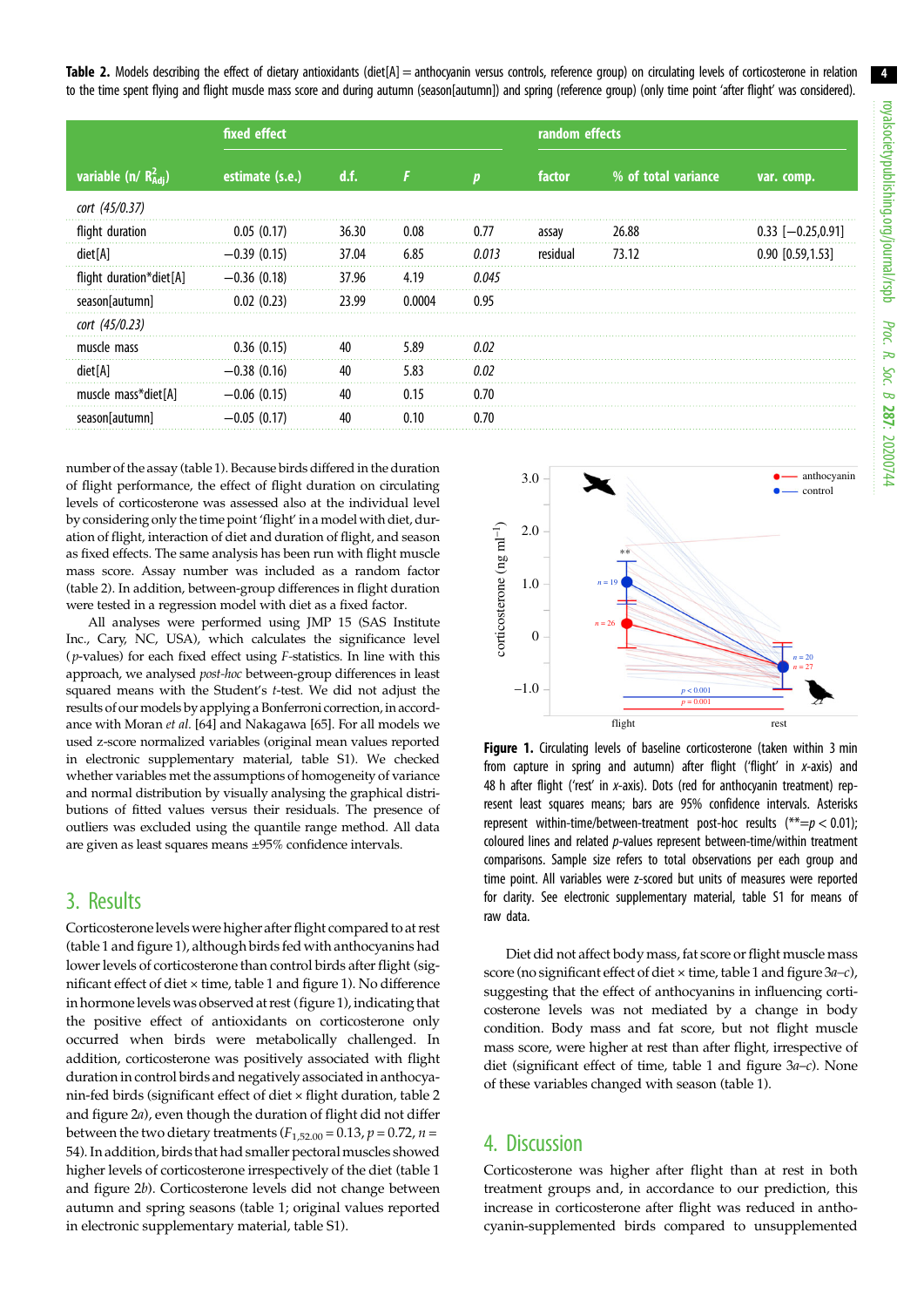**Table 2.** Models describing the effect of dietary antioxidants (diet[A] = anthocyanin versus controls, reference group) on circulating levels of corticosterone in relation to the time spent flying and flight muscle mass score and during autumn (season[autumn]) and spring (reference group) (only time point 'after flight' was considered).

| variable (n/ $R^2_{Adj}$) | fixed effect estimate (s.e.) | d.f. | $F$ | $p$ | random effects factor | % of total variance | var. comp. |
|---|---|---|---|---|---|---|---|
| *cort* (45/0.37) | | | | | | | |
| flight duration | 0.05 (0.17) | 36.30 | 0.08 | 0.77 | assay | 26.88 | 0.33 [−0.25,0.91] |
| diet[A] | −0.39 (0.15) | 37.04 | 6.85 | *0.013* | residual | 73.12 | 0.90 [0.59,1.53] |
| flight duration*diet[A] | −0.36 (0.18) | 37.96 | 4.19 | *0.045* | | | |
| season[autumn] | 0.02 (0.23) | 23.99 | 0.0004 | 0.95 | | | |
| *cort* (45/0.23) | | | | | | | |
| muscle mass | 0.36 (0.15) | 40 | 5.89 | *0.02* | | | |
| diet[A] | −0.38 (0.16) | 40 | 5.83 | *0.02* | | | |
| muscle mass*diet[A] | −0.06 (0.15) | 40 | 0.15 | 0.70 | | | |
| season[autumn] | −0.05 (0.17) | 40 | 0.10 | 0.70 | | | |

number of the assay (table 1). Because birds differed in the duration of flight performance, the effect of flight duration on circulating levels of corticosterone was assessed also at the individual level by considering only the time point 'flight' in a model with diet, duration of flight, interaction of diet and duration of flight, and season as fixed effects. The same analysis has been run with flight muscle mass score. Assay number was included as a random factor (table 2). In addition, between-group differences in flight duration were tested in a regression model with diet as a fixed factor.

All analyses were performed using JMP 15 (SAS Institute Inc., Cary, NC, USA), which calculates the significance level ($p$-values) for each fixed effect using $F$-statistics. In line with this approach, we analysed *post-hoc* between-group differences in least squared means with the Student's $t$-test. We did not adjust the results of our models by applying a Bonferroni correction, in accordance with Moran *et al*. [64] and Nakagawa [65]. For all models we used z-score normalized variables (original mean values reported in electronic supplementary material, table S1). We checked whether variables met the assumptions of homogeneity of variance and normal distribution by visually analysing the graphical distributions of fitted values versus their residuals. The presence of outliers was excluded using the quantile range method. All data are given as least squares means ±95% confidence intervals.

## 3. Results

Corticosterone levels were higher after flight compared to at rest (table 1 and figure 1), although birds fed with anthocyanins had lower levels of corticosterone than control birds after flight (significant effect of diet × time, table 1 and figure 1). No difference in hormone levels was observed at rest (figure 1), indicating that the positive effect of antioxidants on corticosterone only occurred when birds were metabolically challenged. In addition, corticosterone was positively associated with flight duration in control birds and negatively associated in anthocyanin-fed birds (significant effect of diet × flight duration, table 2 and figure 2*a*), even though the duration of flight did not differ between the two dietary treatments ($F_{1,52.00} = 0.13$, $p = 0.72$, $n = 54$). In addition, birds that had smaller pectoral muscles showed higher levels of corticosterone irrespectively of the diet (table 1 and figure 2*b*). Corticosterone levels did not change between autumn and spring seasons (table 1; original values reported in electronic supplementary material, table S1).

**Figure 1.** Circulating levels of baseline corticosterone (taken within 3 min from capture in spring and autumn) after flight ('flight' in $x$-axis) and 48 h after flight ('rest' in $x$-axis). Dots (red for anthocyanin treatment) represent least squares means; bars are 95% confidence intervals. Asterisks represent within-time/between-treatment post-hoc results (**=$p < 0.01$); coloured lines and related $p$-values represent between-time/within treatment comparisons. Sample size refers to total observations per each group and time point. All variables were z-scored but units of measures were reported for clarity. See electronic supplementary material, table S1 for means of raw data.

Diet did not affect body mass, fat score or flight muscle mass score (no significant effect of diet × time, table 1 and figure 3*a–c*), suggesting that the effect of anthocyanins in influencing corticosterone levels was not mediated by a change in body condition. Body mass and fat score, but not flight muscle mass score, were higher at rest than after flight, irrespective of diet (significant effect of time, table 1 and figure 3*a–c*). None of these variables changed with season (table 1).

## 4. Discussion

Corticosterone was higher after flight than at rest in both treatment groups and, in accordance to our prediction, this increase in corticosterone after flight was reduced in anthocyanin-supplemented birds compared to unsupplemented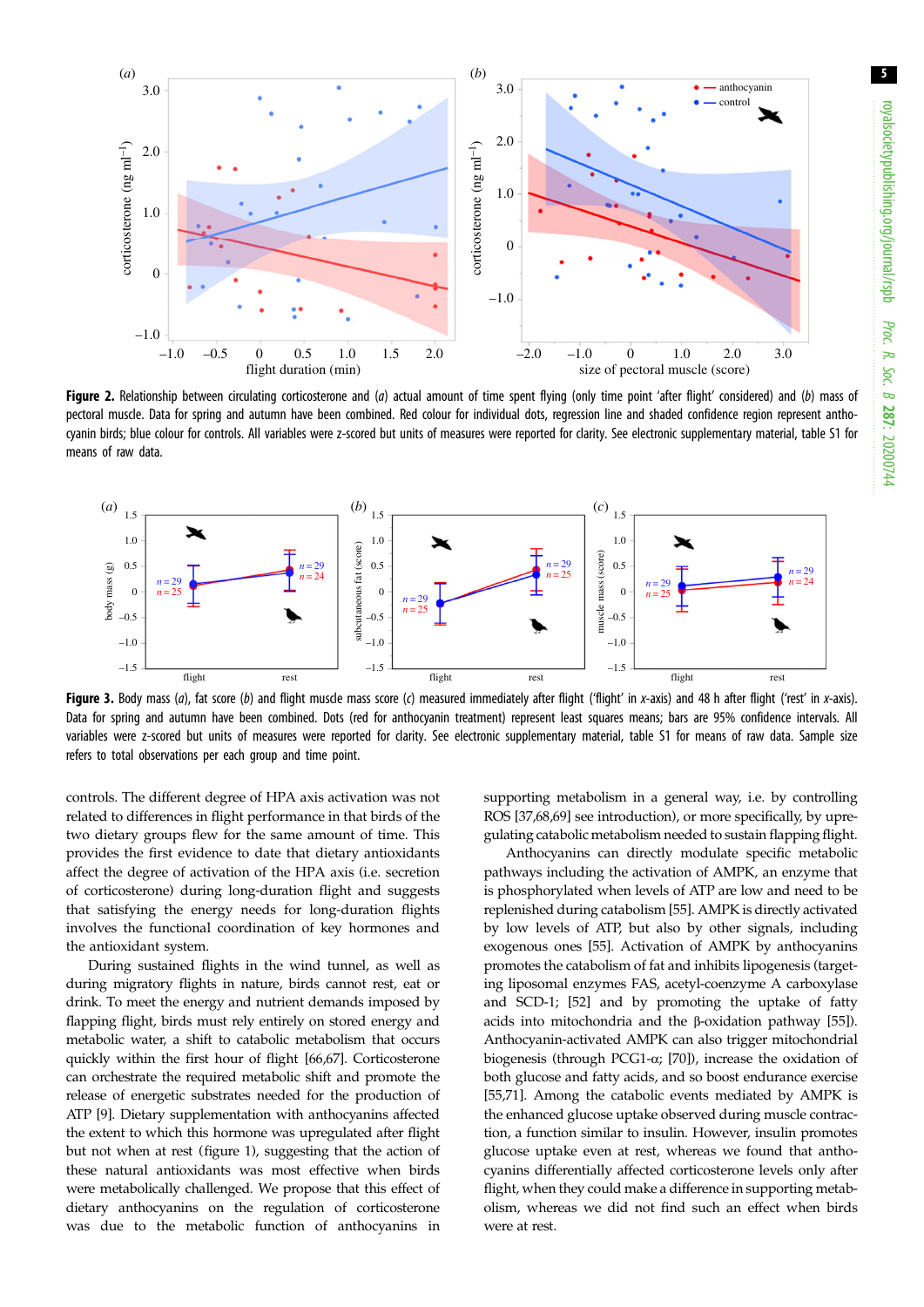**Figure 2.** Relationship between circulating corticosterone and (*a*) actual amount of time spent flying (only time point 'after flight' considered) and (*b*) mass of pectoral muscle. Data for spring and autumn have been combined. Red colour for individual dots, regression line and shaded confidence region represent anthocyanin birds; blue colour for controls. All variables were z-scored but units of measures were reported for clarity. See electronic supplementary material, table S1 for means of raw data.

**Figure 3.** Body mass (*a*), fat score (*b*) and flight muscle mass score (*c*) measured immediately after flight ('flight' in *x*-axis) and 48 h after flight ('rest' in *x*-axis). Data for spring and autumn have been combined. Dots (red for anthocyanin treatment) represent least squares means; bars are 95% confidence intervals. All variables were z-scored but units of measures were reported for clarity. See electronic supplementary material, table S1 for means of raw data. Sample size refers to total observations per each group and time point.

controls. The different degree of HPA axis activation was not related to differences in flight performance in that birds of the two dietary groups flew for the same amount of time. This provides the first evidence to date that dietary antioxidants affect the degree of activation of the HPA axis (i.e. secretion of corticosterone) during long-duration flight and suggests that satisfying the energy needs for long-duration flights involves the functional coordination of key hormones and the antioxidant system.

During sustained flights in the wind tunnel, as well as during migratory flights in nature, birds cannot rest, eat or drink. To meet the energy and nutrient demands imposed by flapping flight, birds must rely entirely on stored energy and metabolic water, a shift to catabolic metabolism that occurs quickly within the first hour of flight [66,67]. Corticosterone can orchestrate the required metabolic shift and promote the release of energetic substrates needed for the production of ATP [9]. Dietary supplementation with anthocyanins affected the extent to which this hormone was upregulated after flight but not when at rest (figure 1), suggesting that the action of these natural antioxidants was most effective when birds were metabolically challenged. We propose that this effect of dietary anthocyanins on the regulation of corticosterone was due to the metabolic function of anthocyanins in supporting metabolism in a general way, i.e. by controlling ROS [37,68,69] see introduction), or more specifically, by upregulating catabolic metabolism needed to sustain flapping flight.

Anthocyanins can directly modulate specific metabolic pathways including the activation of AMPK, an enzyme that is phosphorylated when levels of ATP are low and need to be replenished during catabolism [55]. AMPK is directly activated by low levels of ATP, but also by other signals, including exogenous ones [55]. Activation of AMPK by anthocyanins promotes the catabolism of fat and inhibits lipogenesis (targeting liposomal enzymes FAS, acetyl-coenzyme A carboxylase and SCD-1; [52] and by promoting the uptake of fatty acids into mitochondria and the β-oxidation pathway [55]). Anthocyanin-activated AMPK can also trigger mitochondrial biogenesis (through PCG1-α; [70]), increase the oxidation of both glucose and fatty acids, and so boost endurance exercise [55,71]. Among the catabolic events mediated by AMPK is the enhanced glucose uptake observed during muscle contraction, a function similar to insulin. However, insulin promotes glucose uptake even at rest, whereas we found that anthocyanins differentially affected corticosterone levels only after flight, when they could make a difference in supporting metabolism, whereas we did not find such an effect when birds were at rest.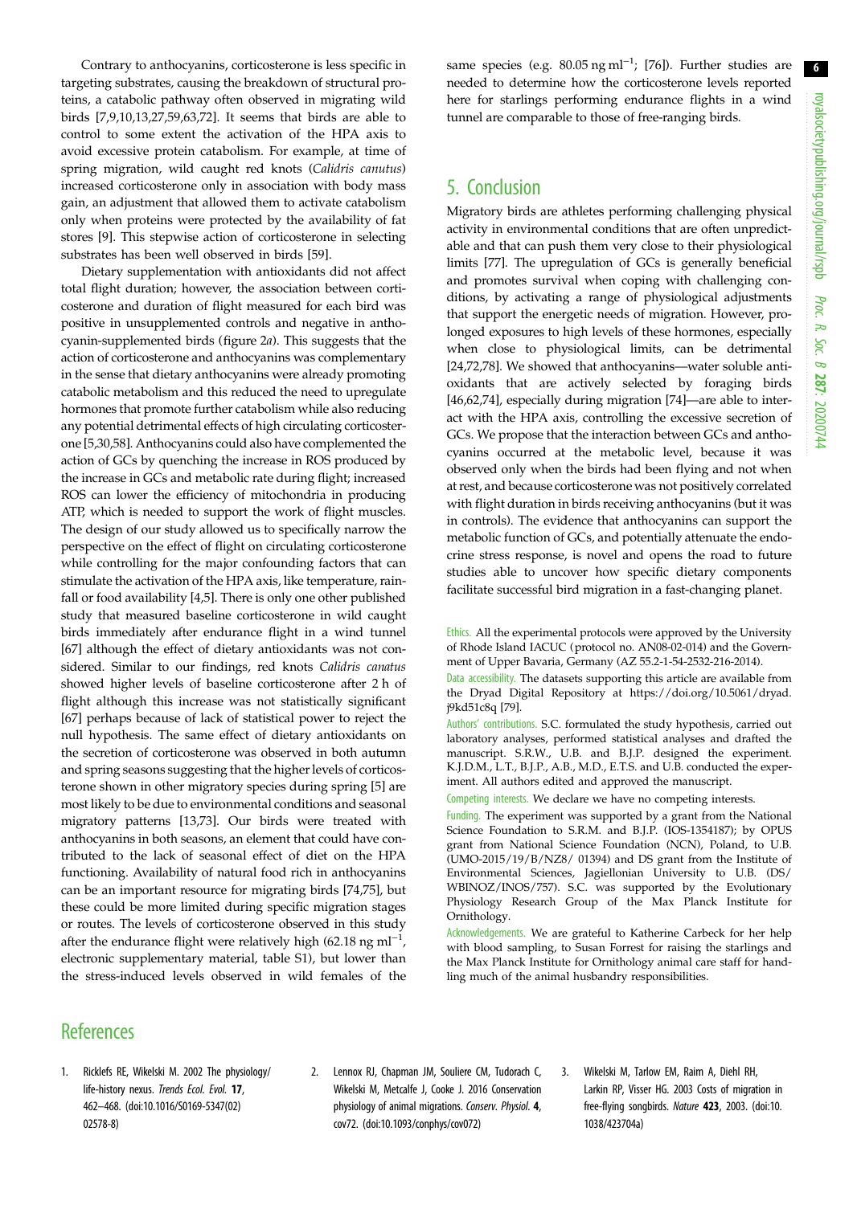Contrary to anthocyanins, corticosterone is less specific in targeting substrates, causing the breakdown of structural proteins, a catabolic pathway often observed in migrating wild birds [7,9,10,13,27,59,63,72]. It seems that birds are able to control to some extent the activation of the HPA axis to avoid excessive protein catabolism. For example, at time of spring migration, wild caught red knots (*Calidris canutus*) increased corticosterone only in association with body mass gain, an adjustment that allowed them to activate catabolism only when proteins were protected by the availability of fat stores [9]. This stepwise action of corticosterone in selecting substrates has been well observed in birds [59].

Dietary supplementation with antioxidants did not affect total flight duration; however, the association between corticosterone and duration of flight measured for each bird was positive in unsupplemented controls and negative in anthocyanin-supplemented birds (figure 2*a*). This suggests that the action of corticosterone and anthocyanins was complementary in the sense that dietary anthocyanins were already promoting catabolic metabolism and this reduced the need to upregulate hormones that promote further catabolism while also reducing any potential detrimental effects of high circulating corticosterone [5,30,58]. Anthocyanins could also have complemented the action of GCs by quenching the increase in ROS produced by the increase in GCs and metabolic rate during flight; increased ROS can lower the efficiency of mitochondria in producing ATP, which is needed to support the work of flight muscles. The design of our study allowed us to specifically narrow the perspective on the effect of flight on circulating corticosterone while controlling for the major confounding factors that can stimulate the activation of the HPA axis, like temperature, rainfall or food availability [4,5]. There is only one other published study that measured baseline corticosterone in wild caught birds immediately after endurance flight in a wind tunnel [67] although the effect of dietary antioxidants was not considered. Similar to our findings, red knots *Calidris canatus* showed higher levels of baseline corticosterone after 2 h of flight although this increase was not statistically significant [67] perhaps because of lack of statistical power to reject the null hypothesis. The same effect of dietary antioxidants on the secretion of corticosterone was observed in both autumn and spring seasons suggesting that the higher levels of corticosterone shown in other migratory species during spring [5] are most likely to be due to environmental conditions and seasonal migratory patterns [13,73]. Our birds were treated with anthocyanins in both seasons, an element that could have contributed to the lack of seasonal effect of diet on the HPA functioning. Availability of natural food rich in anthocyanins can be an important resource for migrating birds [74,75], but these could be more limited during specific migration stages or routes. The levels of corticosterone observed in this study after the endurance flight were relatively high (62.18 ng ml$^{-1}$, electronic supplementary material, table S1), but lower than the stress-induced levels observed in wild females of the same species (e.g. 80.05 ng ml$^{-1}$; [76]). Further studies are needed to determine how the corticosterone levels reported here for starlings performing endurance flights in a wind tunnel are comparable to those of free-ranging birds.

## 5. Conclusion

Migratory birds are athletes performing challenging physical activity in environmental conditions that are often unpredictable and that can push them very close to their physiological limits [77]. The upregulation of GCs is generally beneficial and promotes survival when coping with challenging conditions, by activating a range of physiological adjustments that support the energetic needs of migration. However, prolonged exposures to high levels of these hormones, especially when close to physiological limits, can be detrimental [24,72,78]. We showed that anthocyanins—water soluble antioxidants that are actively selected by foraging birds [46,62,74], especially during migration [74]—are able to interact with the HPA axis, controlling the excessive secretion of GCs. We propose that the interaction between GCs and anthocyanins occurred at the metabolic level, because it was observed only when the birds had been flying and not when at rest, and because corticosterone was not positively correlated with flight duration in birds receiving anthocyanins (but it was in controls). The evidence that anthocyanins can support the metabolic function of GCs, and potentially attenuate the endocrine stress response, is novel and opens the road to future studies able to uncover how specific dietary components facilitate successful bird migration in a fast-changing planet.

Ethics. All the experimental protocols were approved by the University of Rhode Island IACUC (protocol no. AN08-02-014) and the Government of Upper Bavaria, Germany (AZ 55.2-1-54-2532-216-2014).

Data accessibility. The datasets supporting this article are available from the Dryad Digital Repository at https://doi.org/10.5061/dryad.j9kd51c8q [79].

Authors' contributions. S.C. formulated the study hypothesis, carried out laboratory analyses, performed statistical analyses and drafted the manuscript. S.R.W., U.B. and B.J.P. designed the experiment. K.J.D.M., L.T., B.J.P., A.B., M.D., E.T.S. and U.B. conducted the experiment. All authors edited and approved the manuscript.

Competing interests. We declare we have no competing interests.

Funding. The experiment was supported by a grant from the National Science Foundation to S.R.M. and B.J.P. (IOS-1354187); by OPUS grant from National Science Foundation (NCN), Poland, to U.B. (UMO-2015/19/B/NZ8/ 01394) and DS grant from the Institute of Environmental Sciences, Jagiellonian University to U.B. (DS/ WBINOZ/INOS/757). S.C. was supported by the Evolutionary Physiology Research Group of the Max Planck Institute for Ornithology.

Acknowledgements. We are grateful to Katherine Carbeck for her help with blood sampling, to Susan Forrest for raising the starlings and the Max Planck Institute for Ornithology animal care staff for handling much of the animal husbandry responsibilities.

## References

1. Ricklefs RE, Wikelski M. 2002 The physiology/life-history nexus. *Trends Ecol. Evol.* **17**, 462–468. (doi:10.1016/S0169-5347(02)02578-8)
2. Lennox RJ, Chapman JM, Souliere CM, Tudorach C, Wikelski M, Metcalfe J, Cooke J. 2016 Conservation physiology of animal migrations. *Conserv. Physiol.* **4**, cov72. (doi:10.1093/conphys/cov072)
3. Wikelski M, Tarlow EM, Raim A, Diehl RH, Larkin RP, Visser HG. 2003 Costs of migration in free-flying songbirds. *Nature* **423**, 2003. (doi:10.1038/423704a)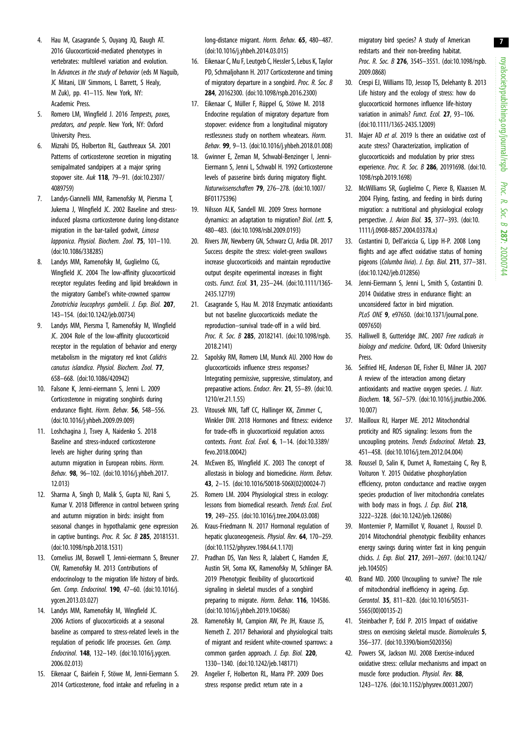4. Hau M, Casagrande S, Ouyang JQ, Baugh AT. 2016 Glucocorticoid-mediated phenotypes in vertebrates: multilevel variation and evolution. In *Advances in the study of behavior* (eds M Naguib, JC Mitani, LW Simmons, L Barrett, S Healy, M Zuk), pp. 41–115. New York, NY: Academic Press.
5. Romero LM, Wingfield J. 2016 *Tempests, poxes, predators, and people*. New York, NY: Oxford University Press.
6. Mizrahi DS, Holberton RL, Gauthreaux SA. 2001 Patterns of corticosterone secretion in migrating semipalmated sandpipers at a major spring stopover site. *Auk* **118**, 79–91. (doi:10.2307/4089759)
7. Landys-Ciannelli MM, Ramenofsky M, Piersma T, Jukema J, Wingfield JC. 2002 Baseline and stress-induced plasma corticosterone during long-distance migration in the bar-tailed godwit, *Limosa lapponica*. *Physiol. Biochem. Zool.* **75**, 101–110. (doi:10.1086/338285)
8. Landys MM, Ramenofsky M, Guglielmo CG, Wingfield JC. 2004 The low-affinity glucocorticoid receptor regulates feeding and lipid breakdown in the migratory Gambel's white-crowned sparrow *Zonotrichia leucophrys gambelii*. *J. Exp. Biol.* **207**, 143–154. (doi:10.1242/jeb.00734)
9. Landys MM, Piersma T, Ramenofsky M, Wingfield JC. 2004 Role of the low-affinity glucocorticoid receptor in the regulation of behavior and energy metabolism in the migratory red knot *Calidris canutus islandica*. *Physiol. Biochem. Zool.* **77**, 658–668. (doi:10.1086/420942)
10. Falsone K, Jenni-eiermann S, Jenni L. 2009 Corticosterone in migrating songbirds during endurance flight. *Horm. Behav.* **56**, 548–556. (doi:10.1016/j.yhbeh.2009.09.009)
11. Loshchagina J, Tsvey A, Naidenko S. 2018 Baseline and stress-induced corticosterone levels are higher during spring than autumn migration in European robins. *Horm. Behav.* **98**, 96–102. (doi:10.1016/j.yhbeh.2017.12.013)
12. Sharma A, Singh D, Malik S, Gupta NJ, Rani S, Kumar V. 2018 Difference in control between spring and autumn migration in birds: insight from seasonal changes in hypothalamic gene expression in captive buntings. *Proc. R. Soc. B* **285**, 20181531. (doi:10.1098/rspb.2018.1531)
13. Cornelius JM, Boswell T, Jenni-eiermann S, Breuner CW, Ramenofsky M. 2013 Contributions of endocrinology to the migration life history of birds. *Gen. Comp. Endocrinol.* **190**, 47–60. (doi:10.1016/j.ygcen.2013.03.027)
14. Landys MM, Ramenofsky M, Wingfield JC. 2006 Actions of glucocorticoids at a seasonal baseline as compared to stress-related levels in the regulation of periodic life processes. *Gen. Comp. Endocrinol.* **148**, 132–149. (doi:10.1016/j.ygcen.2006.02.013)
15. Eikenaar C, Bairlein F, Stöwe M, Jenni-Eiermann S. 2014 Corticosterone, food intake and refueling in a long-distance migrant. *Horm. Behav.* **65**, 480–487. (doi:10.1016/j.yhbeh.2014.03.015)
16. Eikenaar C, Mu F, Leutgeb C, Hessler S, Lebus K, Taylor PD, Schmaljohann H. 2017 Corticosterone and timing of migratory departure in a songbird. *Proc. R. Soc. B* **284**, 20162300. (doi:10.1098/rspb.2016.2300)
17. Eikenaar C, Müller F, Rüppel G, Stöwe M. 2018 Endocrine regulation of migratory departure from stopover: evidence from a longitudinal migratory restlessness study on northern wheatears. *Horm. Behav.* **99**, 9–13. (doi:10.1016/j.yhbeh.2018.01.008)
18. Gwinner E, Zeman M, Schwabl-Benzinger I, Jenni-Eiermann S, Jenni L, Schwabl H. 1992 Corticosterone levels of passerine birds during migratory flight. *Naturwissenschaften* **79**, 276–278. (doi:10.1007/BF01175396)
19. Nilsson ALK, Sandell MI. 2009 Stress hormone dynamics: an adaptation to migration? *Biol. Lett.* **5**, 480–483. (doi:10.1098/rsbl.2009.0193)
20. Rivers JW, Newberry GN, Schwarz CJ, Ardia DR. 2017 Success despite the stress: violet-green swallows increase glucocorticoids and maintain reproductive output despite experimental increases in flight costs. *Funct. Ecol.* **31**, 235–244. (doi:10.1111/1365-2435.12719)
21. Casagrande S, Hau M. 2018 Enzymatic antioxidants but not baseline glucocorticoids mediate the reproduction–survival trade-off in a wild bird. *Proc. R. Soc. B* **285**, 20182141. (doi:10.1098/rspb.2018.2141)
22. Sapolsky RM, Romero LM, Munck AU. 2000 How do glucocorticoids influence stress responses? Integrating permissive, suppressive, stimulatory, and preparative actions. *Endocr. Rev.* **21**, 55–89. (doi:10.1210/er.21.1.55)
23. Vitousek MN, Taff CC, Hallinger KK, Zimmer C, Winkler DW. 2018 Hormones and fitness: evidence for trade-offs in glucocorticoid regulation across contexts. *Front. Ecol. Evol.* **6**, 1–14. (doi:10.3389/fevo.2018.00042)
24. McEwen BS, Wingfield JC. 2003 The concept of allostasis in biology and biomedicine. *Horm. Behav.* **43**, 2–15. (doi:10.1016/S0018-506X(02)00024-7)
25. Romero LM. 2004 Physiological stress in ecology: lessons from biomedical research. *Trends Ecol. Evol.* **19**, 249–255. (doi:10.1016/j.tree.2004.03.008)
26. Kraus-Friedmann N. 2017 Hormonal regulation of hepatic gluconeogenesis. *Physiol. Rev.* **64**, 170–259. (doi:10.1152/physrev.1984.64.1.170)
27. Pradhan DS, Van Ness R, Jalabert C, Hamden JE, Austin SH, Soma KK, Ramenofsky M, Schlinger BA. 2019 Phenotypic flexibility of glucocorticoid signaling in skeletal muscles of a songbird preparing to migrate. *Horm. Behav.* **116**, 104586. (doi:10.1016/j.yhbeh.2019.104586)
28. Ramenofsky M, Campion AW, Pe JH, Krause JS, Nemeth Z. 2017 Behavioral and physiological traits of migrant and resident white-crowned sparrows: a common garden approach. *J. Exp. Biol.* **220**, 1330–1340. (doi:10.1242/jeb.148171)
29. Angelier F, Holberton RL, Marra PP. 2009 Does stress response predict return rate in a migratory bird species? A study of American redstarts and their non-breeding habitat. *Proc. R. Soc. B* **276**, 3545–3551. (doi:10.1098/rspb.2009.0868)
30. Crespi EJ, Williams TD, Jessop TS, Delehanty B. 2013 Life history and the ecology of stress: how do glucocorticoid hormones influence life-history variation in animals? *Funct. Ecol.* **27**, 93–106. (doi:10.1111/1365-2435.12009)
31. Majer AD *et al.* 2019 Is there an oxidative cost of acute stress? Characterization, implication of glucocorticoids and modulation by prior stress experience. *Proc. R. Soc. B* **286**, 20191698. (doi:10.1098/rspb.2019.1698)
32. McWilliams SR, Guglielmo C, Pierce B, Klaassen M. 2004 Flying, fasting, and feeding in birds during migration: a nutritional and physiological ecology perspective. *J. Avian Biol.* **35**, 377–393. (doi:10.1111/j.0908-8857.2004.03378.x)
33. Costantini D, Dell'ariccia G, Lipp H-P. 2008 Long flights and age affect oxidative status of homing pigeons (*Columba livia*). *J. Exp. Biol.* **211**, 377–381. (doi:10.1242/jeb.012856)
34. Jenni-Eiermann S, Jenni L, Smith S, Costantini D. 2014 Oxidative stress in endurance flight: an unconsidered factor in bird migration. *PLoS ONE* **9**, e97650. (doi:10.1371/journal.pone.0097650)
35. Halliwell B, Gutteridge JMC. 2007 *Free radicals in biology and medicine*. Oxford, UK: Oxford University Press.
36. Seifried HE, Anderson DE, Fisher EI, Milner JA. 2007 A review of the interaction among dietary antioxidants and reactive oxygen species. *J. Nutr. Biochem.* **18**, 567–579. (doi:10.1016/j.jnutbio.2006.10.007)
37. Mailloux RJ, Harper ME. 2012 Mitochondrial proticity and ROS signaling: lessons from the uncoupling proteins. *Trends Endocrinol. Metab.* **23**, 451–458. (doi:10.1016/j.tem.2012.04.004)
38. Roussel D, Salin K, Dumet A, Romestaing C, Rey B, Voituron Y. 2015 Oxidative phosphorylation efficiency, proton conductance and reactive oxygen species production of liver mitochondria correlates with body mass in frogs. *J. Exp. Biol.* **218**, 3222–3228. (doi:10.1242/jeb.126086)
39. Monternier P, Marmillot V, Rouanet J, Roussel D. 2014 Mitochondrial phenotypic flexibility enhances energy savings during winter fast in king penguin chicks. *J. Exp. Biol.* **217**, 2691–2697. (doi:10.1242/jeb.104505)
40. Brand MD. 2000 Uncoupling to survive? The role of mitochondrial inefficiency in ageing. *Exp. Gerontol.* **35**, 811–820. (doi:10.1016/S0531-5565(00)00135-2)
41. Steinbacher P, Eckl P. 2015 Impact of oxidative stress on exercising skeletal muscle. *Biomolecules* **5**, 356–377. (doi:10.3390/biom5020356)
42. Powers SK, Jackson MJ. 2008 Exercise-induced oxidative stress: cellular mechanisms and impact on muscle force production. *Physiol. Rev.* **88**, 1243–1276. (doi:10.1152/physrev.00031.2007)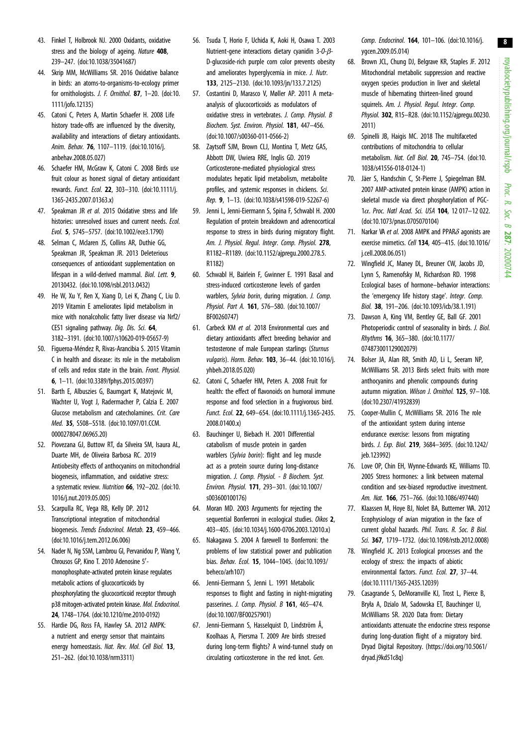43. Finkel T, Holbrook NJ. 2000 Oxidants, oxidative stress and the biology of ageing. *Nature* **408**, 239–247. (doi:10.1038/35041687)
44. Skrip MM, McWilliams SR. 2016 Oxidative balance in birds: an atoms-to-organisms-to-ecology primer for ornithologists. *J. F. Ornithol.* **87**, 1–20. (doi:10.1111/jofo.12135)
45. Catoni C, Peters A, Martin Schaefer H. 2008 Life history trade-offs are influenced by the diversity, availability and interactions of dietary antioxidants. *Anim. Behav.* **76**, 1107–1119. (doi:10.1016/j.anbehav.2008.05.027)
46. Schaefer HM, McGraw K, Catoni C. 2008 Birds use fruit colour as honest signal of dietary antioxidant rewards. *Funct. Ecol.* **22**, 303–310. (doi:10.1111/j.1365-2435.2007.01363.x)
47. Speakman JR *et al.* 2015 Oxidative stress and life histories: unresolved issues and current needs. *Ecol. Evol.* **5**, 5745–5757. (doi:10.1002/ece3.1790)
48. Selman C, Mclaren JS, Collins AR, Duthie GG, Speakman JR. 2013 Deleterious consequences of antioxidant supplementation on lifespan in a wild-derived mammal. *Biol. Lett.* **9**, 20130432. (doi:10.1098/rsbl.2013.0432)
49. He W, Xu Y, Ren X, Xiang D, Lei K, Zhang C, Liu D. 2019 Vitamin E ameliorates lipid metabolism in mice with nonalcoholic fatty liver disease via Nrf2/CES1 signaling pathway. *Dig. Dis. Sci.* **64**, 3182–3191. (doi:10.1007/s10620-019-05657-9)
50. Figueroa-Méndez R, Rivas-Arancibia S. 2015 Vitamin C in health and disease: its role in the metabolism of cells and redox state in the brain. *Front. Physiol.* **6**, 1–11. (doi:10.3389/fphys.2015.00397)
51. Barth E, Albuszies G, Baumgart K, Matejovic M, Wachter U, Vogt J, Radermacher P, Calzia E. 2007 Glucose metabolism and catecholamines. *Crit. Care Med.* **35**, S508–S518. (doi:10.1097/01.CCM.0000278047.06965.20)
52. Piovezana GJ, Buttow RT, da Silveira SM, Isaura AL, Duarte MH, de Oliveira Barbosa RC. 2019 Antiobesity effects of anthocyanins on mitochondrial biogenesis, inflammation, and oxidative stress: a systematic review. *Nutrition* **66**, 192–202. (doi:10.1016/j.nut.2019.05.005)
53. Scarpulla RC, Vega RB, Kelly DP. 2012 Transcriptional integration of mitochondrial biogenesis. *Trends Endocrinol. Metab.* **23**, 459–466. (doi:10.1016/j.tem.2012.06.006)
54. Nader N, Ng SSM, Lambrou GI, Pervanidou P, Wang Y, Chrousos GP, Kino T. 2010 Adenosine 5′-monophosphate-activated protein kinase regulates metabolic actions of glucocorticoids by phosphorylating the glucocorticoid receptor through p38 mitogen-activated protein kinase. *Mol. Endocrinol.* **24**, 1748–1764. (doi:10.1210/me.2010-0192)
55. Hardie DG, Ross FA, Hawley SA. 2012 AMPK: a nutrient and energy sensor that maintains energy homeostasis. *Nat. Rev. Mol. Cell Biol.* **13**, 251–262. (doi:10.1038/nrm3311)
56. Tsuda T, Horio F, Uchida K, Aoki H, Osawa T. 2003 Nutrient-gene interactions dietary cyanidin 3-*O*-$\beta$-D-glucoside-rich purple corn color prevents obesity and ameliorates hyperglycemia in mice. *J. Nutr.* **133**, 2125–2130. (doi:10.1093/jn/133.7.2125)
57. Costantini D, Marasco V, Møller AP. 2011 A meta-analysis of glucocorticoids as modulators of oxidative stress in vertebrates. *J. Comp. Physiol. B Biochem. Syst. Environ. Physiol.* **181**, 447–456. (doi:10.1007/s00360-011-0566-2)
58. Zaytsoff SJM, Brown CLJ, Montina T, Metz GAS, Abbott DW, Uwiera RRE, Inglis GD. 2019 Corticosterone-mediated physiological stress modulates hepatic lipid metabolism, metabolite profiles, and systemic responses in chickens. *Sci. Rep.* **9**, 1–13. (doi:10.1038/s41598-019-52267-6)
59. Jenni L, Jenni-Eiermann S, Spina F, Schwabl H. 2000 Regulation of protein breakdown and adrenocortical response to stress in birds during migratory flight. *Am. J. Physiol. Regul. Integr. Comp. Physiol.* **278**, R1182–R1189. (doi:10.1152/ajpregu.2000.278.5.R1182)
60. Schwabl H, Bairlein F, Gwinner E. 1991 Basal and stress-induced corticosterone levels of garden warblers, *Sylvia borin*, during migration. *J. Comp. Physiol. Part A.* **161**, 576–580. (doi:10.1007/BF00260747)
61. Carbeck KM *et al.* 2018 Environmental cues and dietary antioxidants affect breeding behavior and testosterone of male European starlings (*Sturnus vulgaris*). *Horm. Behav.* **103**, 36–44. (doi:10.1016/j.yhbeh.2018.05.020)
62. Catoni C, Schaefer HM, Peters A. 2008 Fruit for health: the effect of flavonoids on humoral immune response and food selection in a frugivorous bird. *Funct. Ecol.* **22**, 649–654. (doi:10.1111/j.1365-2435.2008.01400.x)
63. Bauchinger U, Biebach H. 2001 Differential catabolism of muscle protein in garden warblers (*Sylvia borin*): flight and leg muscle act as a protein source during long-distance migration. *J. Comp. Physiol. - B Biochem. Syst. Environ. Physiol.* **171**, 293–301. (doi:10.1007/s003600100176)
64. Moran MD. 2003 Arguments for rejecting the sequential Bonferroni in ecological studies. *Oikos* **2**, 403–405. (doi:10.1034/j.1600-0706.2003.12010.x)
65. Nakagawa S. 2004 A farewell to Bonferroni: the problems of low statistical power and publication bias. *Behav. Ecol.* **15**, 1044–1045. (doi:10.1093/beheco/arh107)
66. Jenni-Eiermann S, Jenni L. 1991 Metabolic responses to flight and fasting in night-migrating passerines. *J. Comp. Physiol. B* **161**, 465–474. (doi:10.1007/BF00257901)
67. Jenni-Eiermann S, Hasselquist D, Lindström Å, Koolhaas A, Piersma T. 2009 Are birds stressed during long-term flights? A wind-tunnel study on circulating corticosterone in the red knot. *Gen. Comp. Endocrinol.* **164**, 101–106. (doi:10.1016/j.ygcen.2009.05.014)
68. Brown JCL, Chung DJ, Belgrave KR, Staples JF. 2012 Mitochondrial metabolic suppression and reactive oxygen species production in liver and skeletal muscle of hibernating thirteen-lined ground squirrels. *Am. J. Physiol. Regul. Integr. Comp. Physiol.* **302**, R15–R28. (doi:10.1152/ajpregu.00230.2011)
69. Spinelli JB, Haigis MC. 2018 The multifaceted contributions of mitochondria to cellular metabolism. *Nat. Cell Biol.* **20**, 745–754. (doi:10.1038/s41556-018-0124-1)
70. Jäer S, Handschin C, St-Pierre J, Spiegelman BM. 2007 AMP-activated protein kinase (AMPK) action in skeletal muscle via direct phosphorylation of PGC-1$\alpha$. *Proc. Natl Acad. Sci. USA* **104**, 12 017–12 022. (doi:10.1073/pnas.0705070104)
71. Narkar VA *et al.* 2008 AMPK and PPAR$\delta$ agonists are exercise mimetics. *Cell* **134**, 405–415. (doi:10.1016/j.cell.2008.06.051)
72. Wingfield JC, Maney DL, Breuner CW, Jacobs JD, Lynn S, Ramenofsky M, Richardson RD. 1998 Ecological bases of hormone–behavior interactions: the 'emergency life history stage'. *Integr. Comp. Biol.* **38**, 191–206. (doi:10.1093/icb/38.1.191)
73. Dawson A, King VM, Bentley GE, Ball GF. 2001 Photoperiodic control of seasonality in birds. *J. Biol. Rhythms* **16**, 365–380. (doi:10.1177/074873001129002079)
74. Bolser JA, Alan RR, Smith AD, Li L, Seeram NP, McWilliams SR. 2013 Birds select fruits with more anthocyanins and phenolic compounds during autumn migration. *Wilson J. Ornithol.* **125**, 97–108. (doi:10.2307/41932839)
75. Cooper-Mullin C, McWilliams SR. 2016 The role of the antioxidant system during intense endurance exercise: lessons from migrating birds. *J. Exp. Biol.* **219**, 3684–3695. (doi:10.1242/jeb.123992)
76. Love OP, Chin EH, Wynne-Edwards KE, Williams TD. 2005 Stress hormones: a link between maternal condition and sex-biased reproductive investment. *Am. Nat.* **166**, 751–766. (doi:10.1086/497440)
77. Klaassen M, Hoye BJ, Nolet BA, Buttemer WA. 2012 Ecophysiology of avian migration in the face of current global hazards. *Phil. Trans. R. Soc. B Biol. Sci.* **367**, 1719–1732. (doi:10.1098/rstb.2012.0008)
78. Wingfield JC. 2013 Ecological processes and the ecology of stress: the impacts of abiotic environmental factors. *Funct. Ecol.* **27**, 37–44. (doi:10.1111/1365-2435.12039)
79. Casagrande S, DeMoranville KJ, Trost L, Pierce B, Bryła A, Dzialo M, Sadowska ET, Bauchinger U, McWilliams SR. 2020 Data from: Dietary antioxidants attenuate the endocrine stress response during long-duration flight of a migratory bird. Dryad Digital Repository. (https://doi.org/10.5061/dryad.j9kd51c8q)